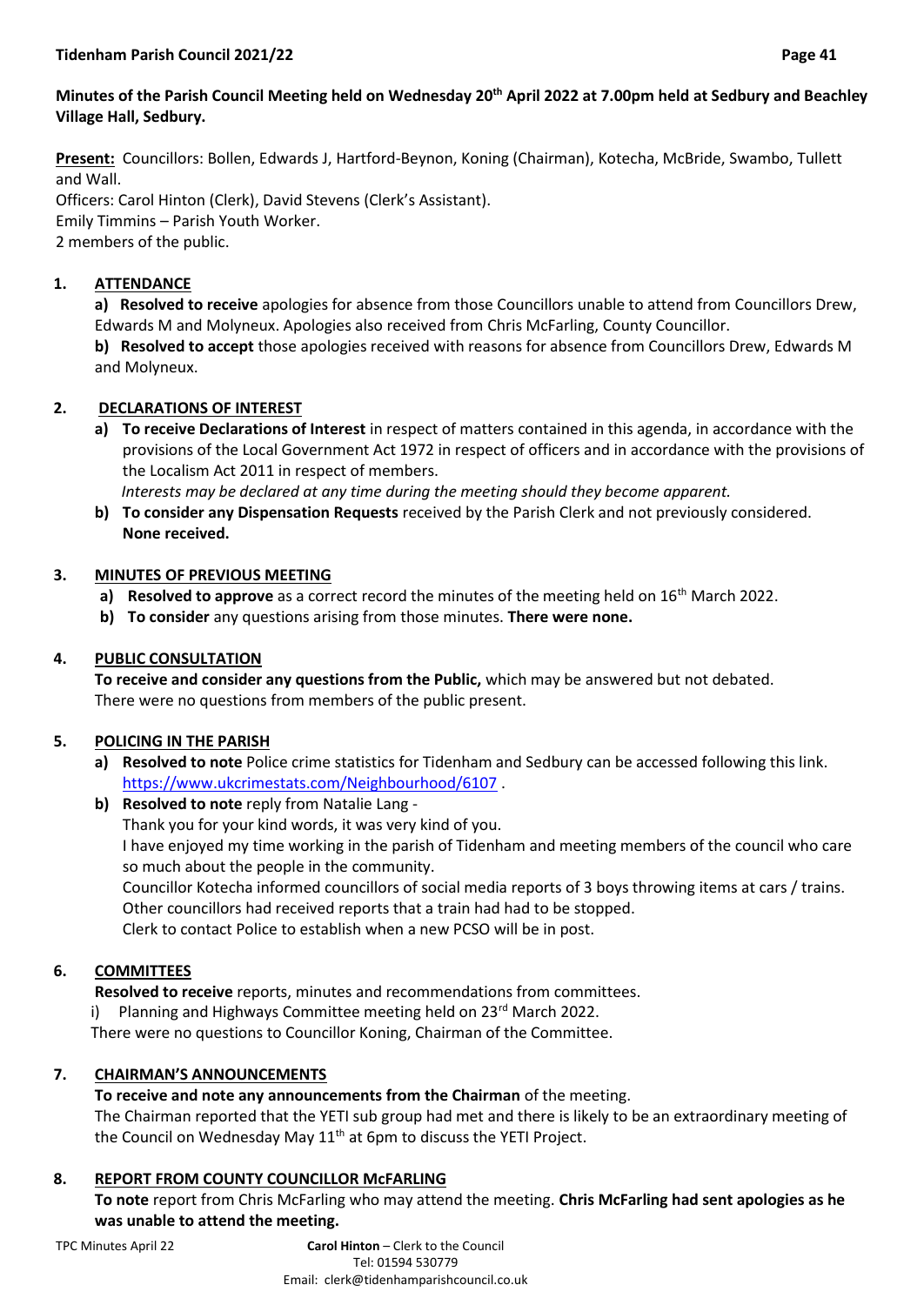**Minutes of the Parish Council Meeting held on Wednesday 20th April 2022 at 7.00pm held at Sedbury and Beachley Village Hall, Sedbury.**

**Present:** Councillors: Bollen, Edwards J, Hartford-Beynon, Koning (Chairman), Kotecha, McBride, Swambo, Tullett and Wall.
Officers: Carol Hinton (Clerk), David Stevens (Clerk's Assistant).
Emily Timmins – Parish Youth Worker.
2 members of the public.

## 1. ATTENDANCE

**a) Resolved to receive** apologies for absence from those Councillors unable to attend from Councillors Drew, Edwards M and Molyneux. Apologies also received from Chris McFarling, County Councillor.

**b) Resolved to accept** those apologies received with reasons for absence from Councillors Drew, Edwards M and Molyneux.

## 2. DECLARATIONS OF INTEREST

a) **To receive Declarations of Interest** in respect of matters contained in this agenda, in accordance with the provisions of the Local Government Act 1972 in respect of officers and in accordance with the provisions of the Localism Act 2011 in respect of members.
*Interests may be declared at any time during the meeting should they become apparent.*

b) **To consider any Dispensation Requests** received by the Parish Clerk and not previously considered. **None received.**

## 3. MINUTES OF PREVIOUS MEETING

a) **Resolved to approve** as a correct record the minutes of the meeting held on 16th March 2022.

b) **To consider** any questions arising from those minutes. **There were none.**

## 4. PUBLIC CONSULTATION

**To receive and consider any questions from the Public,** which may be answered but not debated.
There were no questions from members of the public present.

## 5. POLICING IN THE PARISH

a) **Resolved to note** Police crime statistics for Tidenham and Sedbury can be accessed following this link. https://www.ukcrimestats.com/Neighbourhood/6107 .

b) **Resolved to note** reply from Natalie Lang -
Thank you for your kind words, it was very kind of you.
I have enjoyed my time working in the parish of Tidenham and meeting members of the council who care so much about the people in the community.
Councillor Kotecha informed councillors of social media reports of 3 boys throwing items at cars / trains. Other councillors had received reports that a train had had to be stopped.
Clerk to contact Police to establish when a new PCSO will be in post.

## 6. COMMITTEES

**Resolved to receive** reports, minutes and recommendations from committees.
i) Planning and Highways Committee meeting held on 23rd March 2022.
There were no questions to Councillor Koning, Chairman of the Committee.

## 7. CHAIRMAN'S ANNOUNCEMENTS

**To receive and note any announcements from the Chairman** of the meeting.
The Chairman reported that the YETI sub group had met and there is likely to be an extraordinary meeting of the Council on Wednesday May 11th at 6pm to discuss the YETI Project.

## 8. REPORT FROM COUNTY COUNCILLOR McFARLING

**To note** report from Chris McFarling who may attend the meeting. **Chris McFarling had sent apologies as he was unable to attend the meeting.**

**Carol Hinton** – Clerk to the Council
Tel: 01594 530779
Email: clerk@tidenhamparishcouncil.co.uk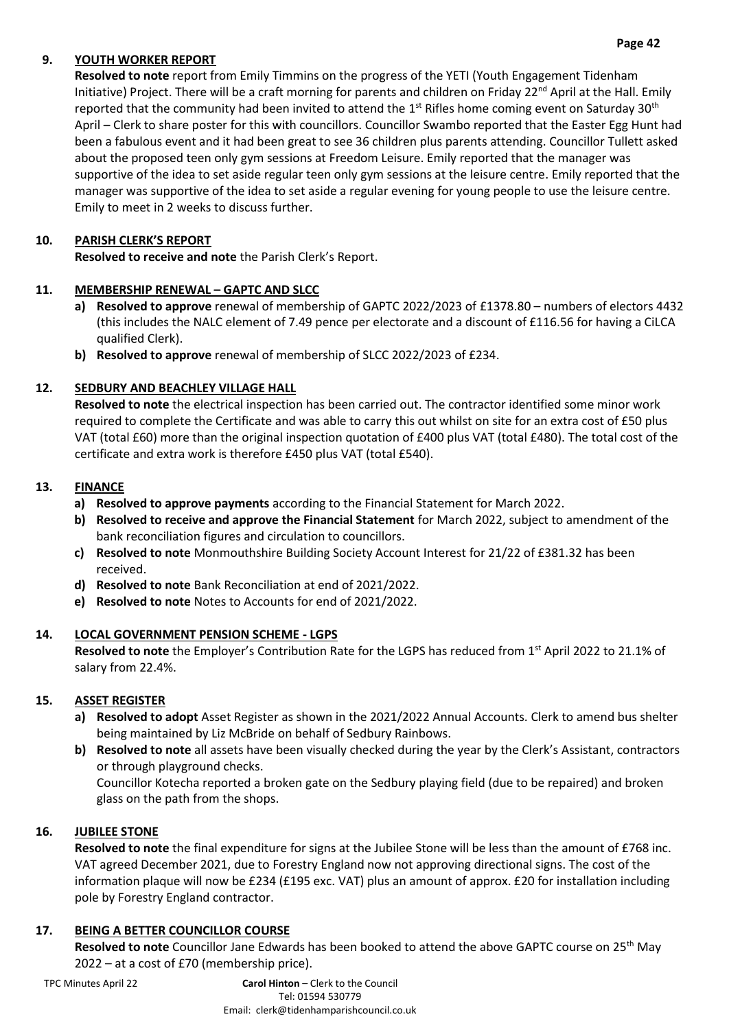## 9. YOUTH WORKER REPORT

**Resolved to note** report from Emily Timmins on the progress of the YETI (Youth Engagement Tidenham Initiative) Project. There will be a craft morning for parents and children on Friday 22nd April at the Hall. Emily reported that the community had been invited to attend the 1st Rifles home coming event on Saturday 30th April – Clerk to share poster for this with councillors. Councillor Swambo reported that the Easter Egg Hunt had been a fabulous event and it had been great to see 36 children plus parents attending. Councillor Tullett asked about the proposed teen only gym sessions at Freedom Leisure. Emily reported that the manager was supportive of the idea to set aside regular teen only gym sessions at the leisure centre. Emily reported that the manager was supportive of the idea to set aside a regular evening for young people to use the leisure centre. Emily to meet in 2 weeks to discuss further.

## 10. PARISH CLERK'S REPORT

**Resolved to receive and note** the Parish Clerk's Report.

## 11. MEMBERSHIP RENEWAL – GAPTC AND SLCC

a) **Resolved to approve** renewal of membership of GAPTC 2022/2023 of £1378.80 – numbers of electors 4432 (this includes the NALC element of 7.49 pence per electorate and a discount of £116.56 for having a CiLCA qualified Clerk).
b) **Resolved to approve** renewal of membership of SLCC 2022/2023 of £234.

## 12. SEDBURY AND BEACHLEY VILLAGE HALL

**Resolved to note** the electrical inspection has been carried out. The contractor identified some minor work required to complete the Certificate and was able to carry this out whilst on site for an extra cost of £50 plus VAT (total £60) more than the original inspection quotation of £400 plus VAT (total £480). The total cost of the certificate and extra work is therefore £450 plus VAT (total £540).

## 13. FINANCE

a) **Resolved to approve payments** according to the Financial Statement for March 2022.
b) **Resolved to receive and approve the Financial Statement** for March 2022, subject to amendment of the bank reconciliation figures and circulation to councillors.
c) **Resolved to note** Monmouthshire Building Society Account Interest for 21/22 of £381.32 has been received.
d) **Resolved to note** Bank Reconciliation at end of 2021/2022.
e) **Resolved to note** Notes to Accounts for end of 2021/2022.

## 14. LOCAL GOVERNMENT PENSION SCHEME - LGPS

**Resolved to note** the Employer's Contribution Rate for the LGPS has reduced from 1st April 2022 to 21.1% of salary from 22.4%.

## 15. ASSET REGISTER

a) **Resolved to adopt** Asset Register as shown in the 2021/2022 Annual Accounts. Clerk to amend bus shelter being maintained by Liz McBride on behalf of Sedbury Rainbows.
b) **Resolved to note** all assets have been visually checked during the year by the Clerk's Assistant, contractors or through playground checks.
Councillor Kotecha reported a broken gate on the Sedbury playing field (due to be repaired) and broken glass on the path from the shops.

## 16. JUBILEE STONE

**Resolved to note** the final expenditure for signs at the Jubilee Stone will be less than the amount of £768 inc. VAT agreed December 2021, due to Forestry England now not approving directional signs. The cost of the information plaque will now be £234 (£195 exc. VAT) plus an amount of approx. £20 for installation including pole by Forestry England contractor.

## 17. BEING A BETTER COUNCILLOR COURSE

**Resolved to note** Councillor Jane Edwards has been booked to attend the above GAPTC course on 25th May 2022 – at a cost of £70 (membership price).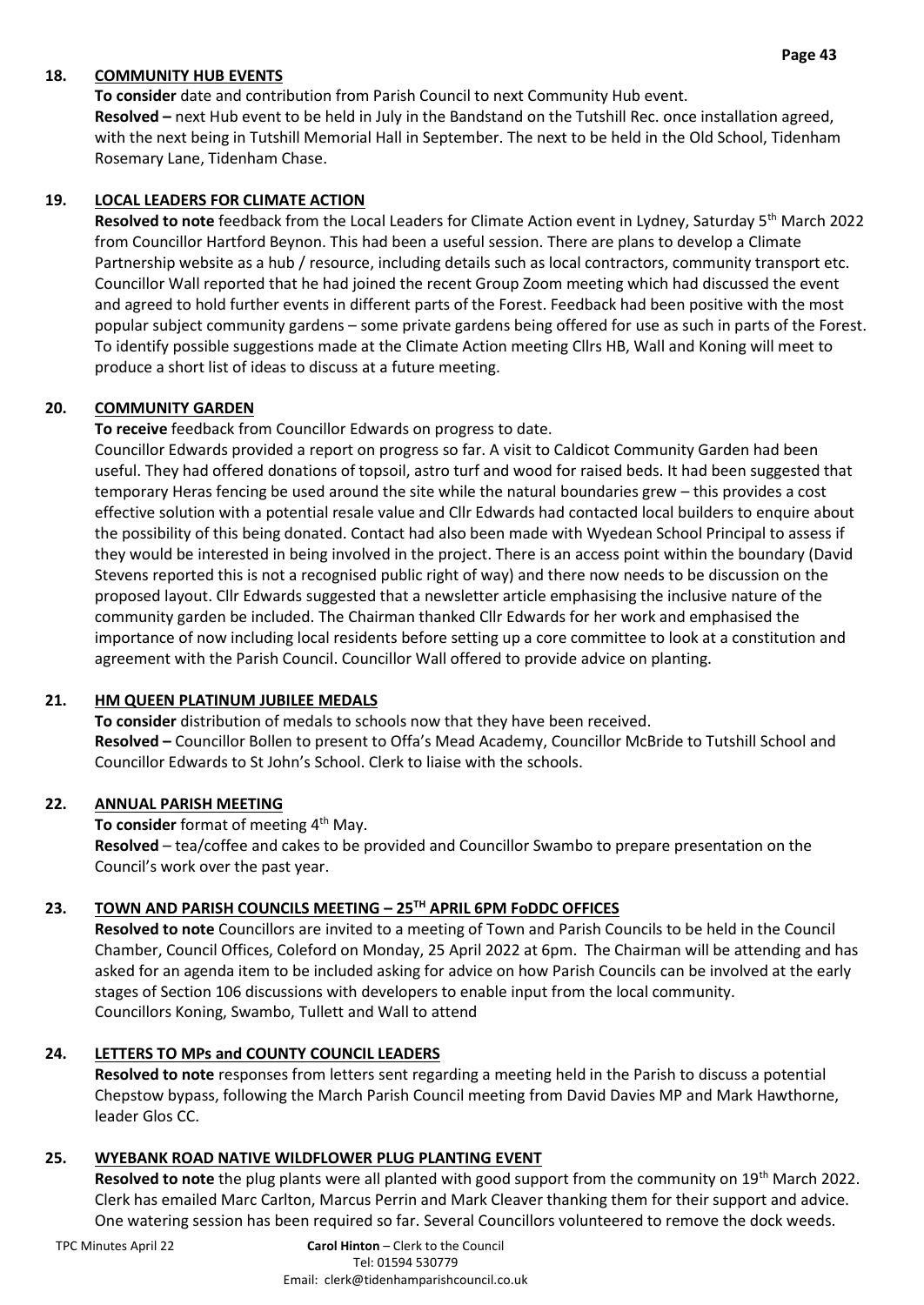**18. COMMUNITY HUB EVENTS**

**To consider** date and contribution from Parish Council to next Community Hub event.

**Resolved –** next Hub event to be held in July in the Bandstand on the Tutshill Rec. once installation agreed, with the next being in Tutshill Memorial Hall in September. The next to be held in the Old School, Tidenham Rosemary Lane, Tidenham Chase.

**19. LOCAL LEADERS FOR CLIMATE ACTION**

**Resolved to note** feedback from the Local Leaders for Climate Action event in Lydney, Saturday 5th March 2022 from Councillor Hartford Beynon. This had been a useful session. There are plans to develop a Climate Partnership website as a hub / resource, including details such as local contractors, community transport etc. Councillor Wall reported that he had joined the recent Group Zoom meeting which had discussed the event and agreed to hold further events in different parts of the Forest. Feedback had been positive with the most popular subject community gardens – some private gardens being offered for use as such in parts of the Forest. To identify possible suggestions made at the Climate Action meeting Cllrs HB, Wall and Koning will meet to produce a short list of ideas to discuss at a future meeting.

**20. COMMUNITY GARDEN**

**To receive** feedback from Councillor Edwards on progress to date.

Councillor Edwards provided a report on progress so far. A visit to Caldicot Community Garden had been useful. They had offered donations of topsoil, astro turf and wood for raised beds. It had been suggested that temporary Heras fencing be used around the site while the natural boundaries grew – this provides a cost effective solution with a potential resale value and Cllr Edwards had contacted local builders to enquire about the possibility of this being donated. Contact had also been made with Wyedean School Principal to assess if they would be interested in being involved in the project. There is an access point within the boundary (David Stevens reported this is not a recognised public right of way) and there now needs to be discussion on the proposed layout. Cllr Edwards suggested that a newsletter article emphasising the inclusive nature of the community garden be included. The Chairman thanked Cllr Edwards for her work and emphasised the importance of now including local residents before setting up a core committee to look at a constitution and agreement with the Parish Council. Councillor Wall offered to provide advice on planting.

**21. HM QUEEN PLATINUM JUBILEE MEDALS**

**To consider** distribution of medals to schools now that they have been received.

**Resolved –** Councillor Bollen to present to Offa's Mead Academy, Councillor McBride to Tutshill School and Councillor Edwards to St John's School. Clerk to liaise with the schools.

**22. ANNUAL PARISH MEETING**

**To consider** format of meeting 4th May.

**Resolved** – tea/coffee and cakes to be provided and Councillor Swambo to prepare presentation on the Council's work over the past year.

**23. TOWN AND PARISH COUNCILS MEETING – 25TH APRIL 6PM FoDDC OFFICES**

**Resolved to note** Councillors are invited to a meeting of Town and Parish Councils to be held in the Council Chamber, Council Offices, Coleford on Monday, 25 April 2022 at 6pm. The Chairman will be attending and has asked for an agenda item to be included asking for advice on how Parish Councils can be involved at the early stages of Section 106 discussions with developers to enable input from the local community.
Councillors Koning, Swambo, Tullett and Wall to attend

**24. LETTERS TO MPs and COUNTY COUNCIL LEADERS**

**Resolved to note** responses from letters sent regarding a meeting held in the Parish to discuss a potential Chepstow bypass, following the March Parish Council meeting from David Davies MP and Mark Hawthorne, leader Glos CC.

**25. WYEBANK ROAD NATIVE WILDFLOWER PLUG PLANTING EVENT**

**Resolved to note** the plug plants were all planted with good support from the community on 19th March 2022. Clerk has emailed Marc Carlton, Marcus Perrin and Mark Cleaver thanking them for their support and advice. One watering session has been required so far. Several Councillors volunteered to remove the dock weeds.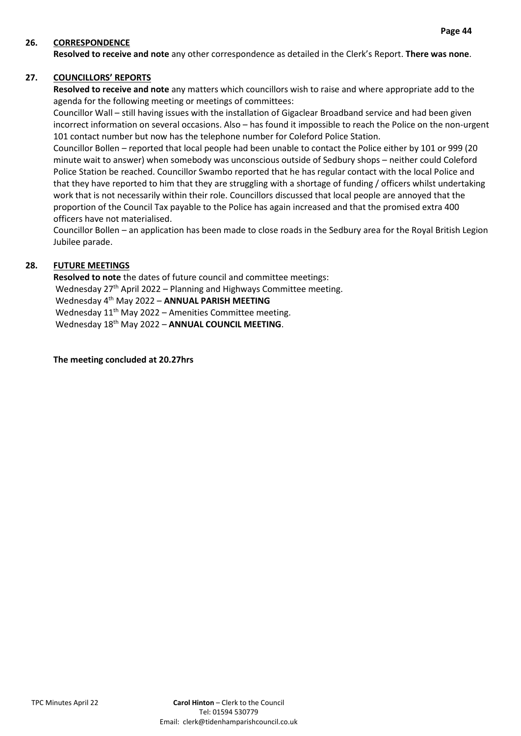**26. CORRESPONDENCE**

**Resolved to receive and note** any other correspondence as detailed in the Clerk's Report. **There was none**.

**27. COUNCILLORS' REPORTS**

**Resolved to receive and note** any matters which councillors wish to raise and where appropriate add to the agenda for the following meeting or meetings of committees:

Councillor Wall – still having issues with the installation of Gigaclear Broadband service and had been given incorrect information on several occasions. Also – has found it impossible to reach the Police on the non-urgent 101 contact number but now has the telephone number for Coleford Police Station.

Councillor Bollen – reported that local people had been unable to contact the Police either by 101 or 999 (20 minute wait to answer) when somebody was unconscious outside of Sedbury shops – neither could Coleford Police Station be reached. Councillor Swambo reported that he has regular contact with the local Police and that they have reported to him that they are struggling with a shortage of funding / officers whilst undertaking work that is not necessarily within their role. Councillors discussed that local people are annoyed that the proportion of the Council Tax payable to the Police has again increased and that the promised extra 400 officers have not materialised.

Councillor Bollen – an application has been made to close roads in the Sedbury area for the Royal British Legion Jubilee parade.

**28. FUTURE MEETINGS**

**Resolved to note** the dates of future council and committee meetings:

Wednesday 27th April 2022 – Planning and Highways Committee meeting.
Wednesday 4th May 2022 – **ANNUAL PARISH MEETING**
Wednesday 11th May 2022 – Amenities Committee meeting.
Wednesday 18th May 2022 – **ANNUAL COUNCIL MEETING**.

**The meeting concluded at 20.27hrs**